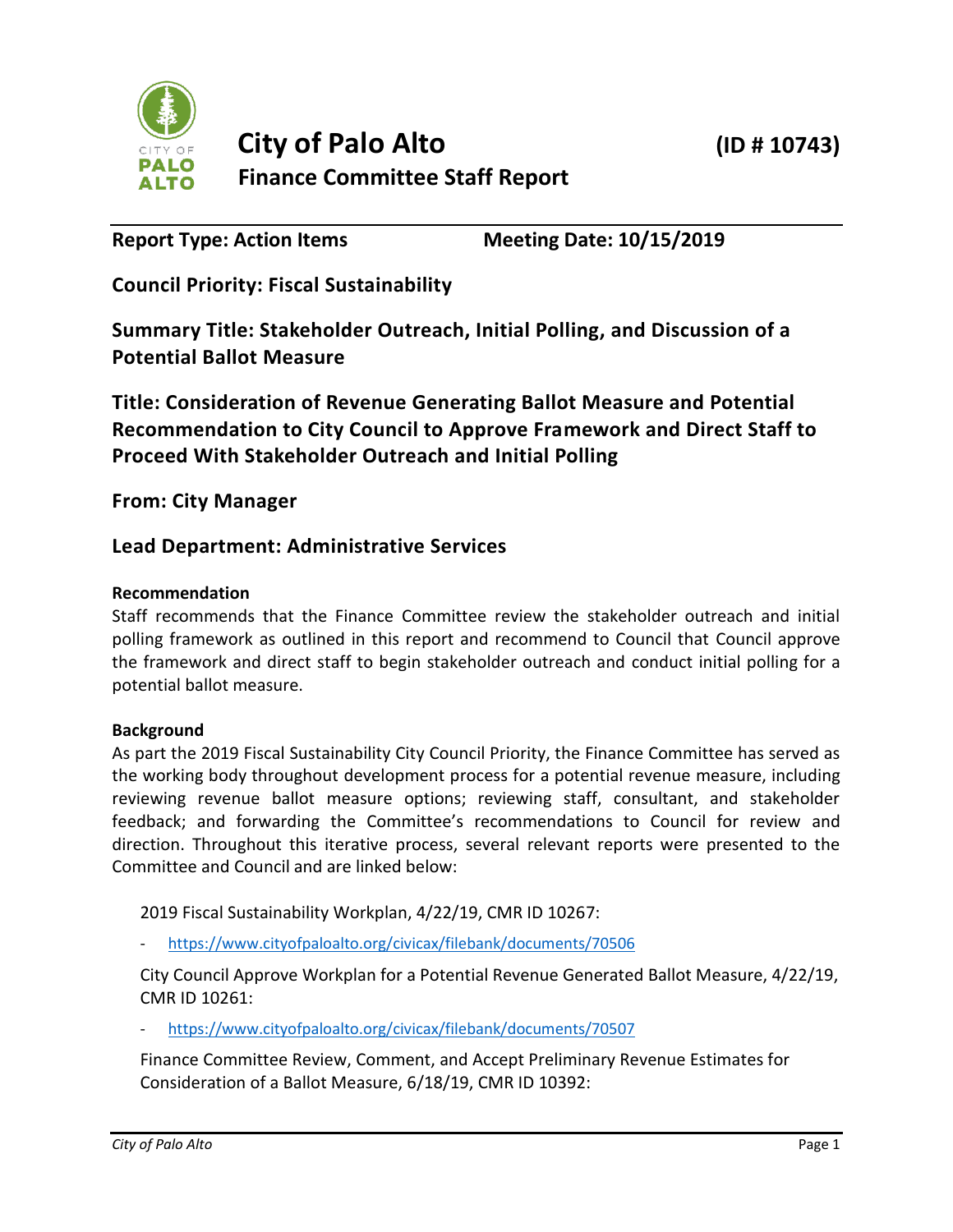# City of Palo Alto (ID # 10743)

## Finance Committee Staff Report

**Report Type: Action Items** **Meeting Date: 10/15/2019**

**Council Priority: Fiscal Sustainability**

**Summary Title: Stakeholder Outreach, Initial Polling, and Discussion of a Potential Ballot Measure**

**Title: Consideration of Revenue Generating Ballot Measure and Potential Recommendation to City Council to Approve Framework and Direct Staff to Proceed With Stakeholder Outreach and Initial Polling**

**From: City Manager**

**Lead Department: Administrative Services**

**Recommendation**

Staff recommends that the Finance Committee review the stakeholder outreach and initial polling framework as outlined in this report and recommend to Council that Council approve the framework and direct staff to begin stakeholder outreach and conduct initial polling for a potential ballot measure.

**Background**

As part the 2019 Fiscal Sustainability City Council Priority, the Finance Committee has served as the working body throughout development process for a potential revenue measure, including reviewing revenue ballot measure options; reviewing staff, consultant, and stakeholder feedback; and forwarding the Committee's recommendations to Council for review and direction. Throughout this iterative process, several relevant reports were presented to the Committee and Council and are linked below:

2019 Fiscal Sustainability Workplan, 4/22/19, CMR ID 10267:

- https://www.cityofpaloalto.org/civicax/filebank/documents/70506

City Council Approve Workplan for a Potential Revenue Generated Ballot Measure, 4/22/19, CMR ID 10261:

- https://www.cityofpaloalto.org/civicax/filebank/documents/70507

Finance Committee Review, Comment, and Accept Preliminary Revenue Estimates for Consideration of a Ballot Measure, 6/18/19, CMR ID 10392: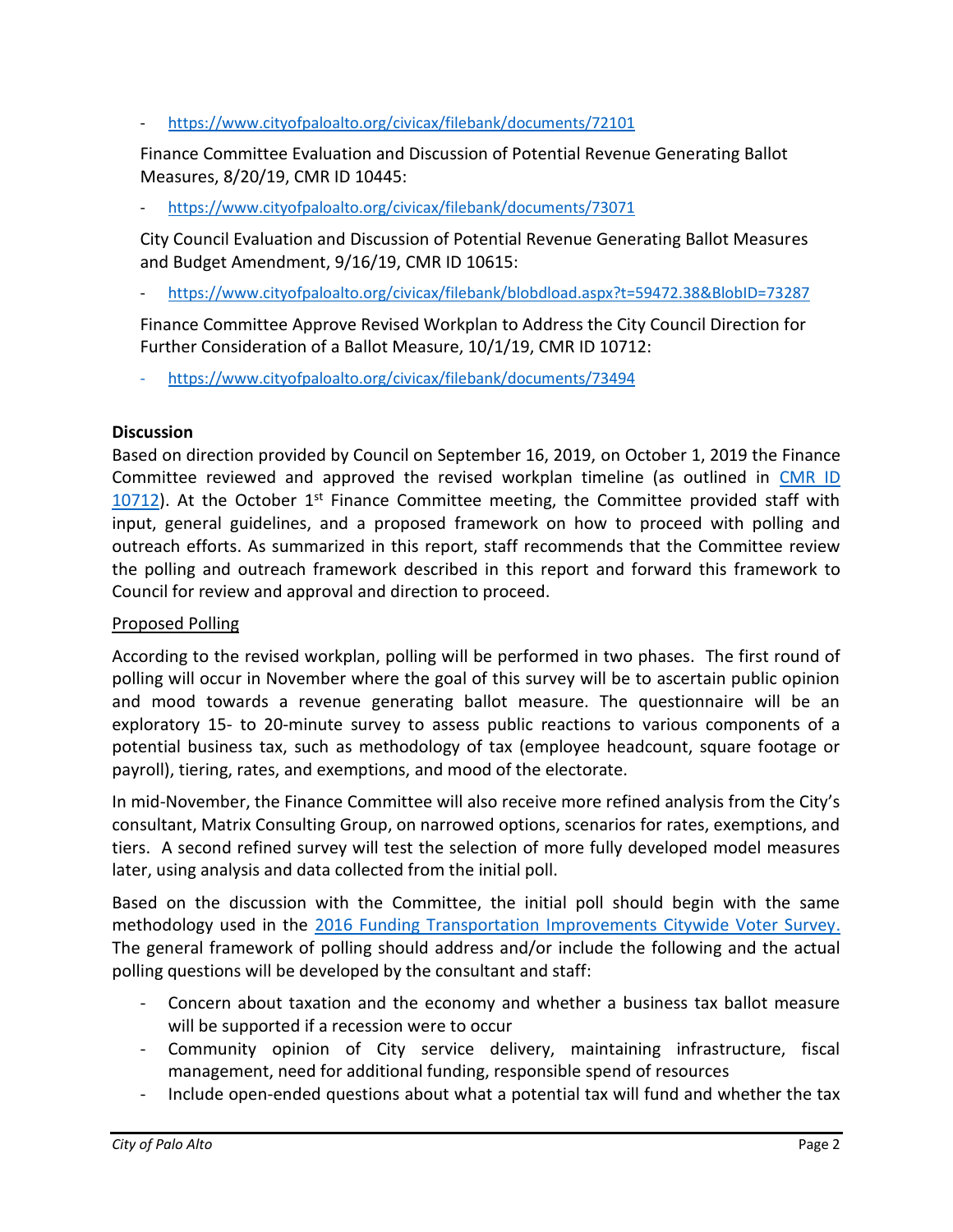- https://www.cityofpaloalto.org/civicax/filebank/documents/72101

Finance Committee Evaluation and Discussion of Potential Revenue Generating Ballot Measures, 8/20/19, CMR ID 10445:

- https://www.cityofpaloalto.org/civicax/filebank/documents/73071

City Council Evaluation and Discussion of Potential Revenue Generating Ballot Measures and Budget Amendment, 9/16/19, CMR ID 10615:

- https://www.cityofpaloalto.org/civicax/filebank/blobdload.aspx?t=59472.38&BlobID=73287

Finance Committee Approve Revised Workplan to Address the City Council Direction for Further Consideration of a Ballot Measure, 10/1/19, CMR ID 10712:

- https://www.cityofpaloalto.org/civicax/filebank/documents/73494

**Discussion**

Based on direction provided by Council on September 16, 2019, on October 1, 2019 the Finance Committee reviewed and approved the revised workplan timeline (as outlined in CMR ID 10712). At the October 1st Finance Committee meeting, the Committee provided staff with input, general guidelines, and a proposed framework on how to proceed with polling and outreach efforts. As summarized in this report, staff recommends that the Committee review the polling and outreach framework described in this report and forward this framework to Council for review and approval and direction to proceed.

Proposed Polling

According to the revised workplan, polling will be performed in two phases. The first round of polling will occur in November where the goal of this survey will be to ascertain public opinion and mood towards a revenue generating ballot measure. The questionnaire will be an exploratory 15- to 20-minute survey to assess public reactions to various components of a potential business tax, such as methodology of tax (employee headcount, square footage or payroll), tiering, rates, and exemptions, and mood of the electorate.

In mid-November, the Finance Committee will also receive more refined analysis from the City's consultant, Matrix Consulting Group, on narrowed options, scenarios for rates, exemptions, and tiers. A second refined survey will test the selection of more fully developed model measures later, using analysis and data collected from the initial poll.

Based on the discussion with the Committee, the initial poll should begin with the same methodology used in the 2016 Funding Transportation Improvements Citywide Voter Survey. The general framework of polling should address and/or include the following and the actual polling questions will be developed by the consultant and staff:

- Concern about taxation and the economy and whether a business tax ballot measure will be supported if a recession were to occur
- Community opinion of City service delivery, maintaining infrastructure, fiscal management, need for additional funding, responsible spend of resources
- Include open-ended questions about what a potential tax will fund and whether the tax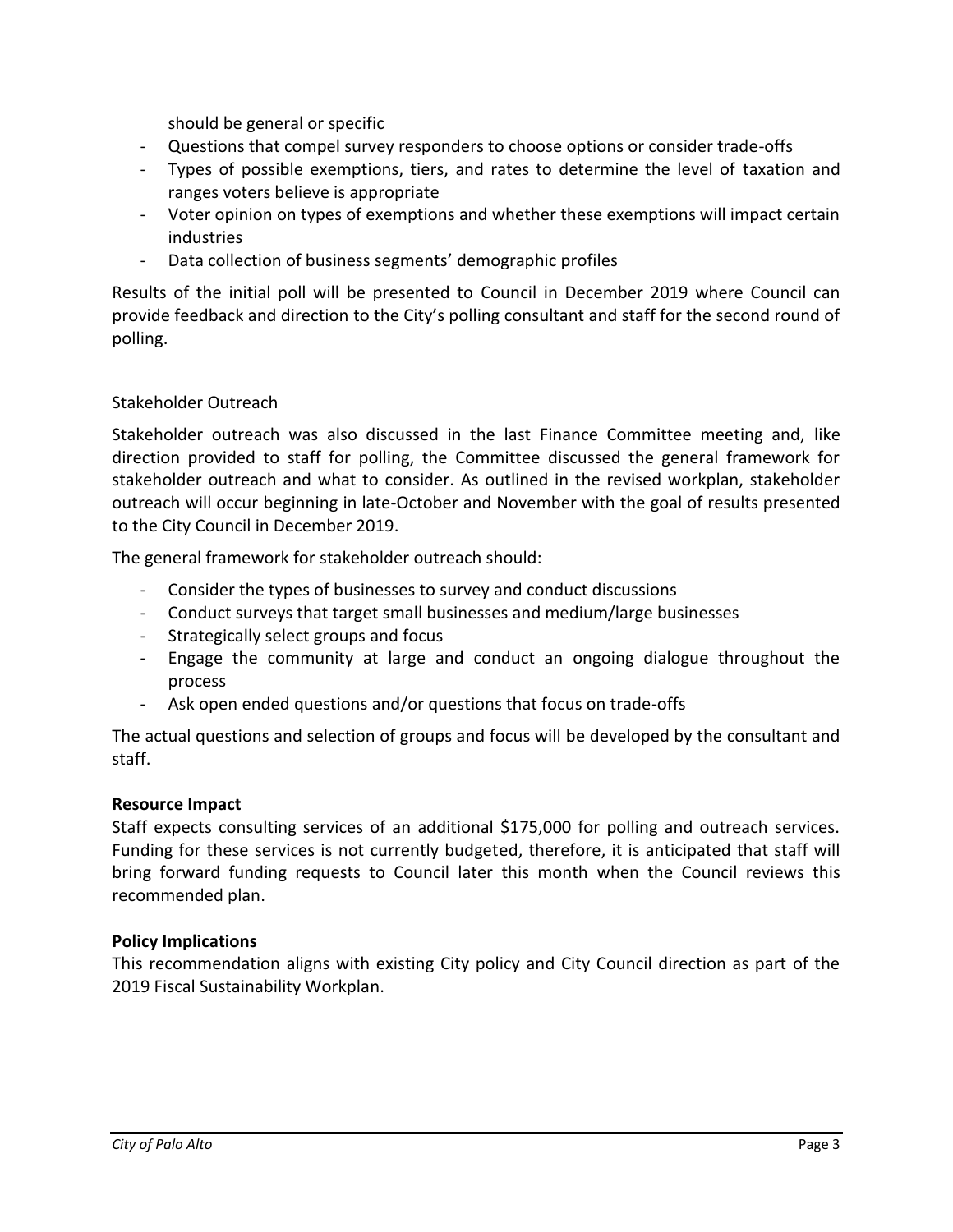should be general or specific

- Questions that compel survey responders to choose options or consider trade-offs
- Types of possible exemptions, tiers, and rates to determine the level of taxation and ranges voters believe is appropriate
- Voter opinion on types of exemptions and whether these exemptions will impact certain industries
- Data collection of business segments' demographic profiles

Results of the initial poll will be presented to Council in December 2019 where Council can provide feedback and direction to the City's polling consultant and staff for the second round of polling.

Stakeholder Outreach

Stakeholder outreach was also discussed in the last Finance Committee meeting and, like direction provided to staff for polling, the Committee discussed the general framework for stakeholder outreach and what to consider. As outlined in the revised workplan, stakeholder outreach will occur beginning in late-October and November with the goal of results presented to the City Council in December 2019.

The general framework for stakeholder outreach should:

- Consider the types of businesses to survey and conduct discussions
- Conduct surveys that target small businesses and medium/large businesses
- Strategically select groups and focus
- Engage the community at large and conduct an ongoing dialogue throughout the process
- Ask open ended questions and/or questions that focus on trade-offs

The actual questions and selection of groups and focus will be developed by the consultant and staff.

**Resource Impact**

Staff expects consulting services of an additional $175,000 for polling and outreach services. Funding for these services is not currently budgeted, therefore, it is anticipated that staff will bring forward funding requests to Council later this month when the Council reviews this recommended plan.

**Policy Implications**

This recommendation aligns with existing City policy and City Council direction as part of the 2019 Fiscal Sustainability Workplan.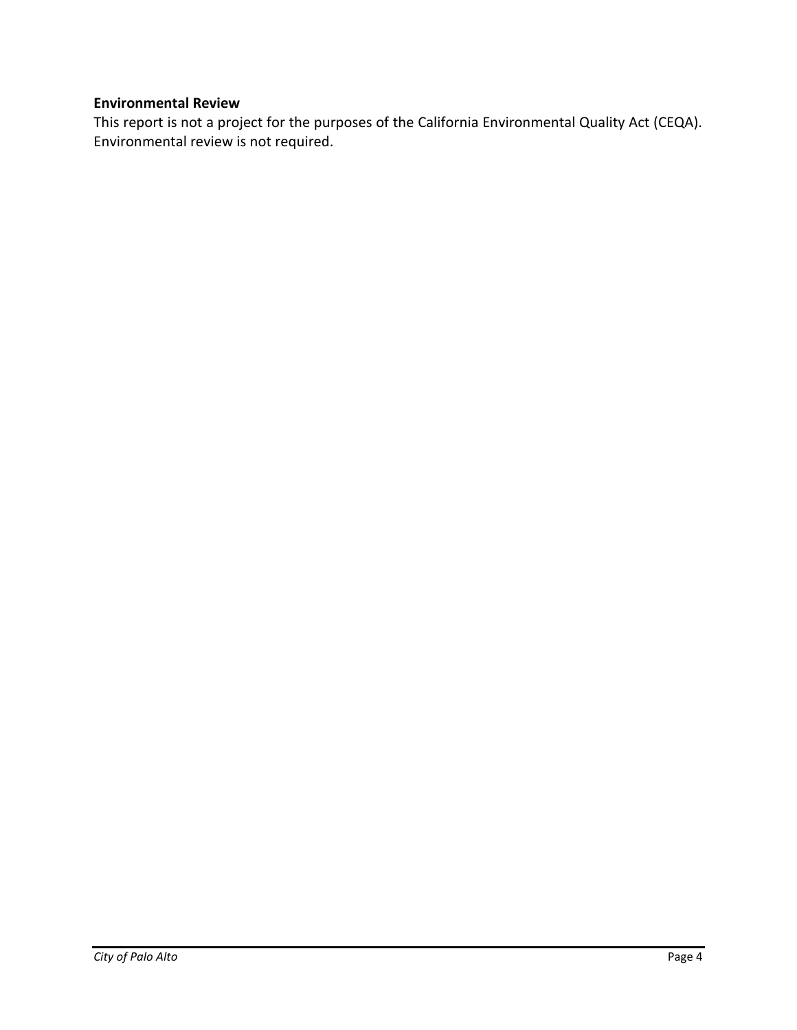**Environmental Review**

This report is not a project for the purposes of the California Environmental Quality Act (CEQA). Environmental review is not required.